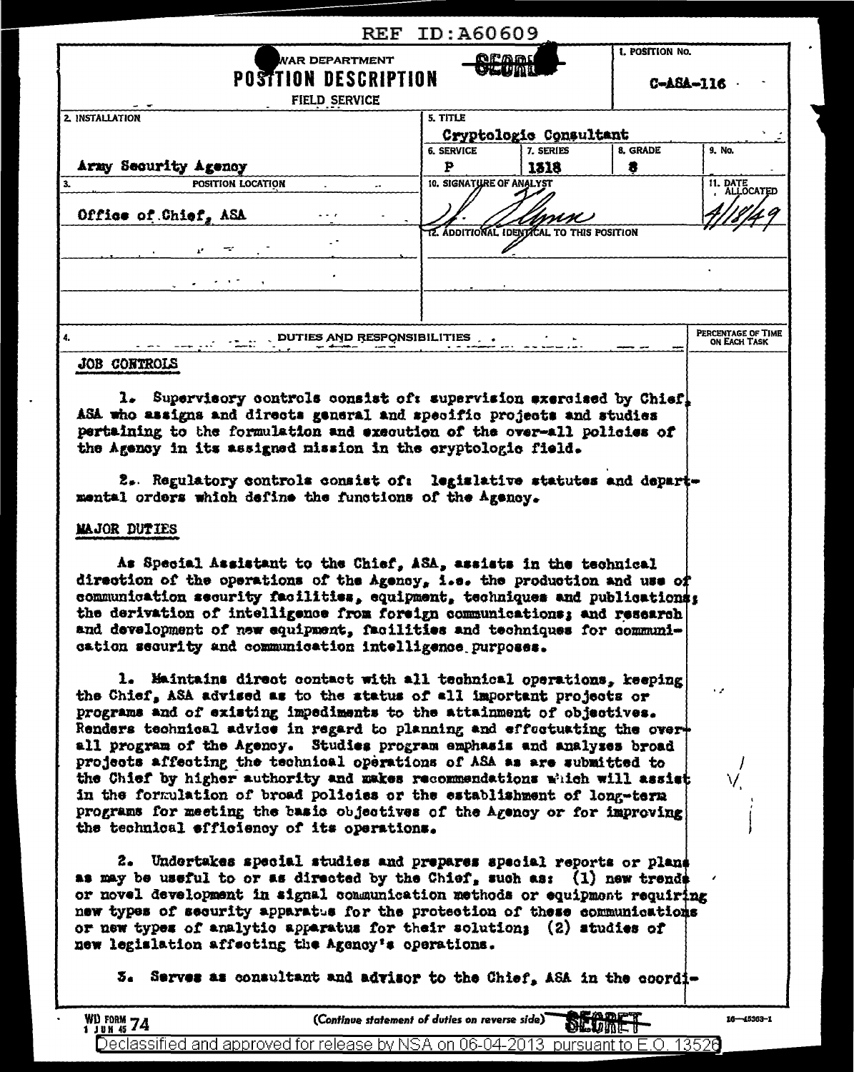REF ID:A60609

WAR DEPARTMENT
**POSITION DESCRIPTION**
FIELD SERVICE

SECRET

| 1. POSITION NO. | C-ASA-116 |
|---|---|
| 2. INSTALLATION | Army Security Agency |
| 3. POSITION LOCATION | Office of Chief, ASA |
| 5. TITLE | Cryptologic Consultant |
| 6. SERVICE | P |
| 7. SERIES | 1318 |
| 8. GRADE | 8 |
| 9. No. | |
| 10. SIGNATURE OF ANALYST | J. Flynn |
| 11. DATE ALLOCATED | 4/18/49 |
| 12. ADDITIONAL IDENTICAL TO THIS POSITION | |

4. DUTIES AND RESPONSIBILITIES — PERCENTAGE OF TIME ON EACH TASK

## JOB CONTROLS

1. Supervisory controls consist of: supervision exercised by Chief, ASA who assigns and directs general and specific projects and studies pertaining to the formulation and execution of the over-all policies of the Agency in its assigned mission in the cryptologic field.

2. Regulatory controls consist of: legislative statutes and departmental orders which define the functions of the Agency.

## MAJOR DUTIES

As Special Assistant to the Chief, ASA, assists in the technical direction of the operations of the Agency, i.e. the production and use of communication security facilities, equipment, techniques and publications; the derivation of intelligence from foreign communications; and research and development of new equipment, facilities and techniques for communication security and communication intelligence purposes.

1. Maintains direct contact with all technical operations, keeping the Chief, ASA advised as to the status of all important projects or programs and of existing impediments to the attainment of objectives. Renders technical advice in regard to planning and effectuating the over-all program of the Agency. Studies program emphasis and analyzes broad projects affecting the technical operations of ASA as are submitted to the Chief by higher authority and makes recommendations which will assist in the formulation of broad policies or the establishment of long-term programs for meeting the basic objectives of the Agency or for improving the technical efficiency of its operations.

2. Undertakes special studies and prepares special reports or plans as may be useful to or as directed by the Chief, such as: (1) new trends or novel development in signal communication methods or equipment requiring new types of security apparatus for the protection of these communications or new types of analytic apparatus for their solution; (2) studies of new legislation affecting the Agency's operations.

3. Serves as consultant and advisor to the Chief, ASA in the coordi-

WD FORM 74 1 JUN 45 — (Continue statement of duties on reverse side) — SECRET — 16—45363-1

Declassified and approved for release by NSA on 06-04-2013 pursuant to E.O. 13526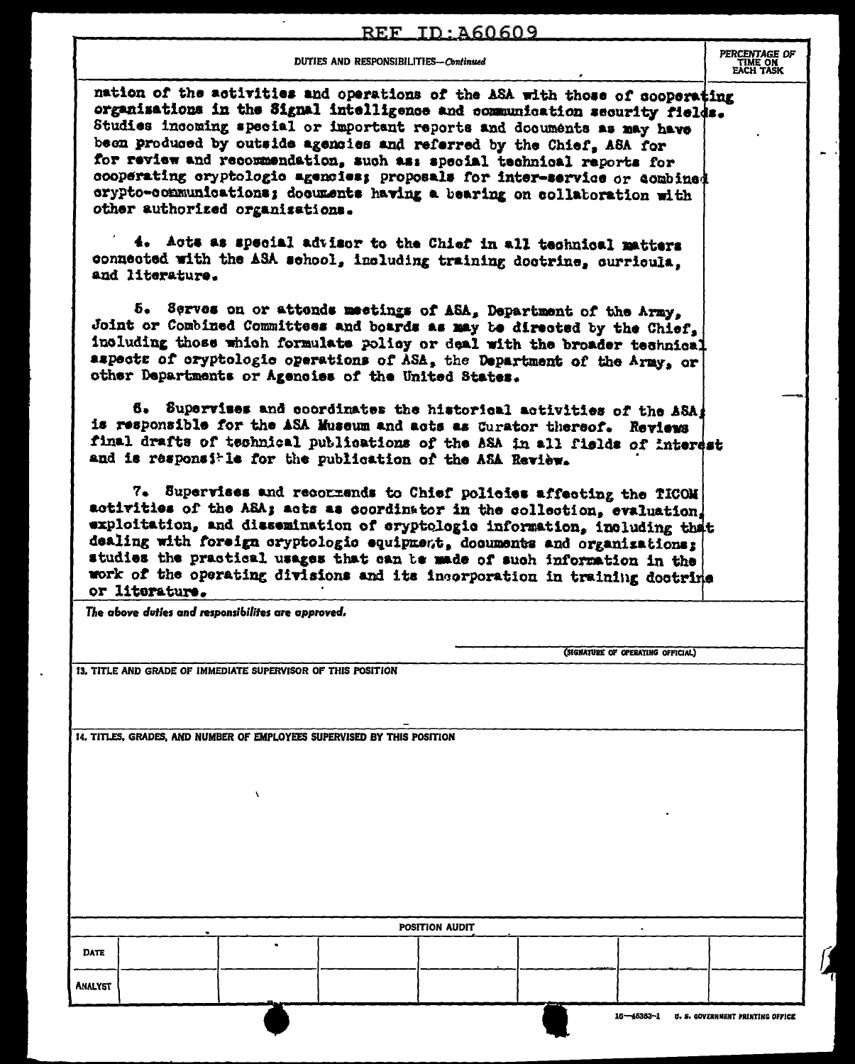REF ID:A60609

DUTIES AND RESPONSIBILITIES—*Continued* | PERCENTAGE OF TIME ON EACH TASK

nation of the activities and operations of the ASA with those of cooperating organizations in the Signal intelligence and communication security fields. Studies incoming special or important reports and documents as may have been produced by outside agencies and referred by the Chief, ASA for for review and recommendation, such as: special technical reports for cooperating cryptologic agencies; proposals for inter-service or combined crypto-communications; documents having a bearing on collaboration with other authorized organizations.

4. Acts as special advisor to the Chief in all technical matters connected with the ASA school, including training doctrine, curricula, and literature.

5. Serves on or attends meetings of ASA, Department of the Army, Joint or Combined Committees and boards as may be directed by the Chief, including those which formulate policy or deal with the broader technical aspects of cryptologic operations of ASA, the Department of the Army, or other Departments or Agencies of the United States.

6. Supervises and coordinates the historical activities of the ASA; is responsible for the ASA Museum and acts as Curator thereof. Reviews final drafts of technical publications of the ASA in all fields of interest and is responsible for the publication of the ASA Review.

7. Supervises and recommends to Chief policies affecting the TICOM activities of the ASA; acts as coordinator in the collection, evaluation, exploitation, and dissemination of cryptologic information, including that dealing with foreign cryptologic equipment, documents and organizations; studies the practical usages that can be made of such information in the work of the operating divisions and its incorporation in training doctrine or literature.

*The above duties and responsibilites are approved.*

(SIGNATURE OF OPERATING OFFICIAL)

13. TITLE AND GRADE OF IMMEDIATE SUPERVISOR OF THIS POSITION

14. TITLES, GRADES, AND NUMBER OF EMPLOYEES SUPERVISED BY THIS POSITION

POSITION AUDIT

| | | | | | | | |
|---|---|---|---|---|---|---|---|
| DATE | | | | | | | |
| ANALYST | | | | | | | |

16—45363-1 U. S. GOVERNMENT PRINTING OFFICE